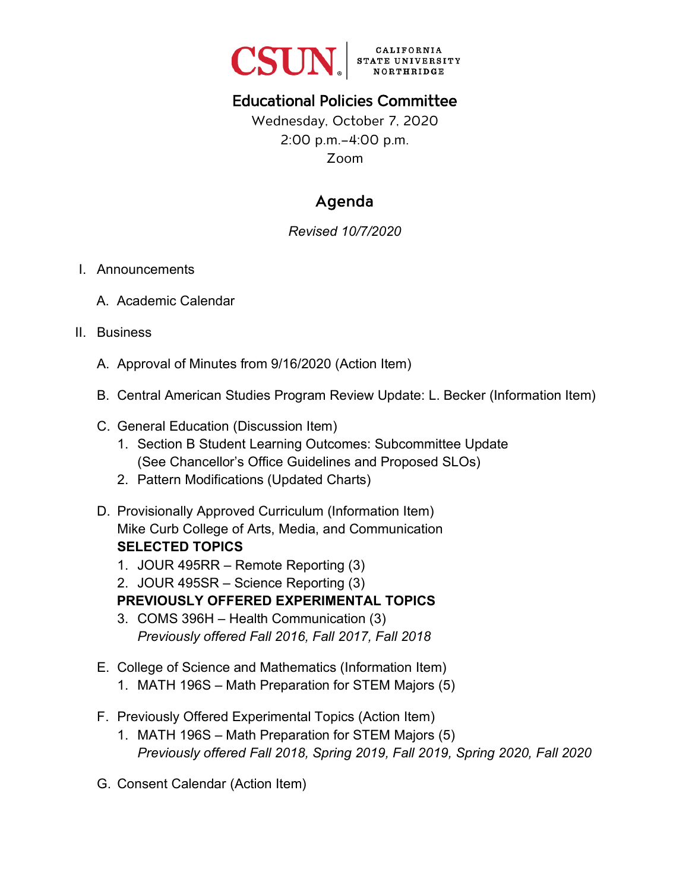CSUN | CALIFORNIA STATE UNIVERSITY NORTHRIDGE

# Educational Policies Committee

Wednesday, October 7, 2020
2:00 p.m.–4:00 p.m.
Zoom

## Agenda

*Revised 10/7/2020*

I. Announcements

   A. Academic Calendar

II. Business

   A. Approval of Minutes from 9/16/2020 (Action Item)

   B. Central American Studies Program Review Update: L. Becker (Information Item)

   C. General Education (Discussion Item)
      1. Section B Student Learning Outcomes: Subcommittee Update (See Chancellor's Office Guidelines and Proposed SLOs)
      2. Pattern Modifications (Updated Charts)

   D. Provisionally Approved Curriculum (Information Item)
      Mike Curb College of Arts, Media, and Communication
      **SELECTED TOPICS**
      1. JOUR 495RR – Remote Reporting (3)
      2. JOUR 495SR – Science Reporting (3)

      **PREVIOUSLY OFFERED EXPERIMENTAL TOPICS**

      3. COMS 396H – Health Communication (3)
         *Previously offered Fall 2016, Fall 2017, Fall 2018*

   E. College of Science and Mathematics (Information Item)
      1. MATH 196S – Math Preparation for STEM Majors (5)

   F. Previously Offered Experimental Topics (Action Item)
      1. MATH 196S – Math Preparation for STEM Majors (5)
         *Previously offered Fall 2018, Spring 2019, Fall 2019, Spring 2020, Fall 2020*

   G. Consent Calendar (Action Item)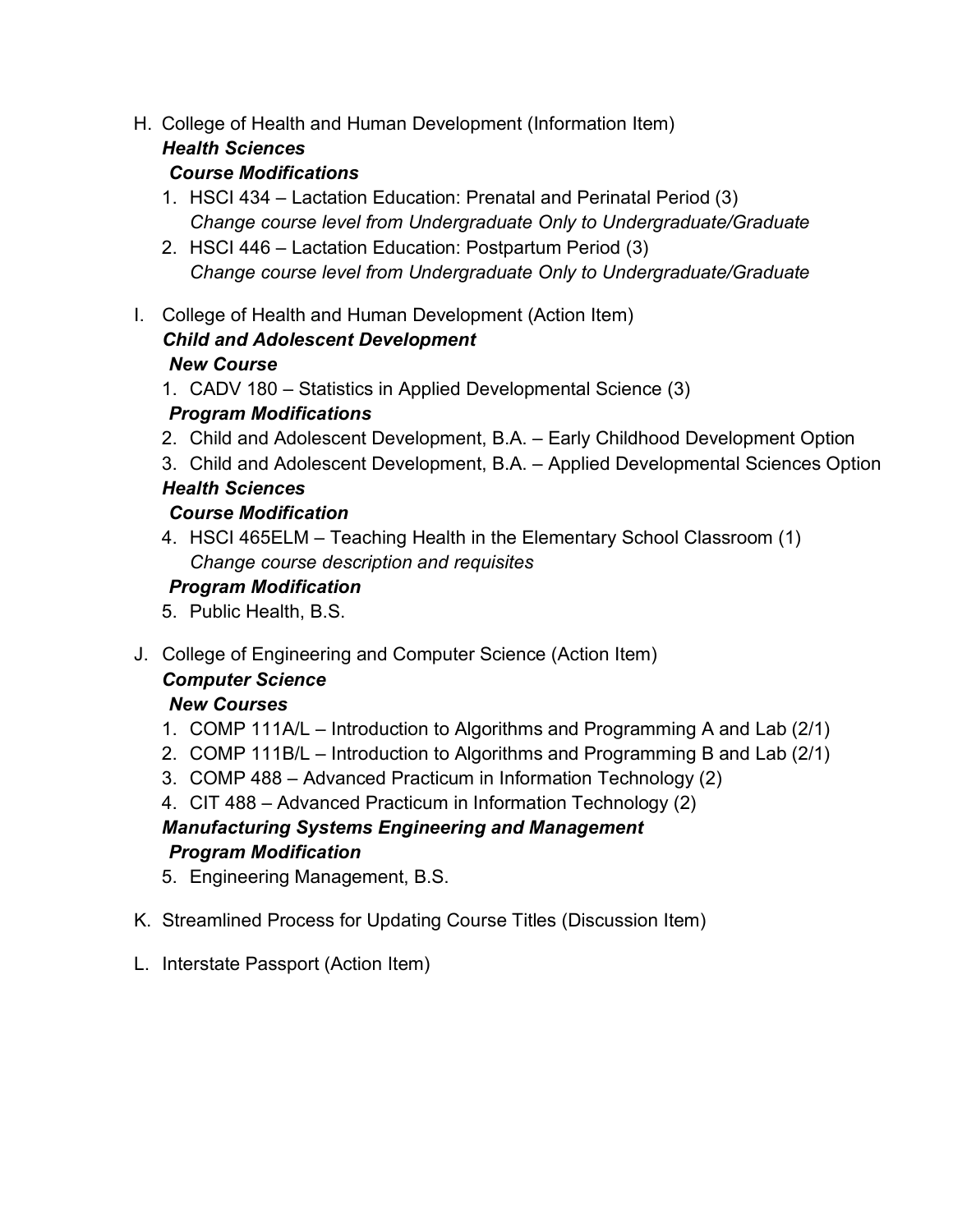H. College of Health and Human Development (Information Item)

***Health Sciences***

***Course Modifications***

1. HSCI 434 – Lactation Education: Prenatal and Perinatal Period (3)
   *Change course level from Undergraduate Only to Undergraduate/Graduate*
2. HSCI 446 – Lactation Education: Postpartum Period (3)
   *Change course level from Undergraduate Only to Undergraduate/Graduate*

I. College of Health and Human Development (Action Item)

***Child and Adolescent Development***

***New Course***

1. CADV 180 – Statistics in Applied Developmental Science (3)

***Program Modifications***

2. Child and Adolescent Development, B.A. – Early Childhood Development Option
3. Child and Adolescent Development, B.A. – Applied Developmental Sciences Option

***Health Sciences***

***Course Modification***

4. HSCI 465ELM – Teaching Health in the Elementary School Classroom (1)
   *Change course description and requisites*

***Program Modification***

5. Public Health, B.S.

J. College of Engineering and Computer Science (Action Item)

***Computer Science***

***New Courses***

1. COMP 111A/L – Introduction to Algorithms and Programming A and Lab (2/1)
2. COMP 111B/L – Introduction to Algorithms and Programming B and Lab (2/1)
3. COMP 488 – Advanced Practicum in Information Technology (2)
4. CIT 488 – Advanced Practicum in Information Technology (2)

***Manufacturing Systems Engineering and Management***

***Program Modification***

5. Engineering Management, B.S.

K. Streamlined Process for Updating Course Titles (Discussion Item)

L. Interstate Passport (Action Item)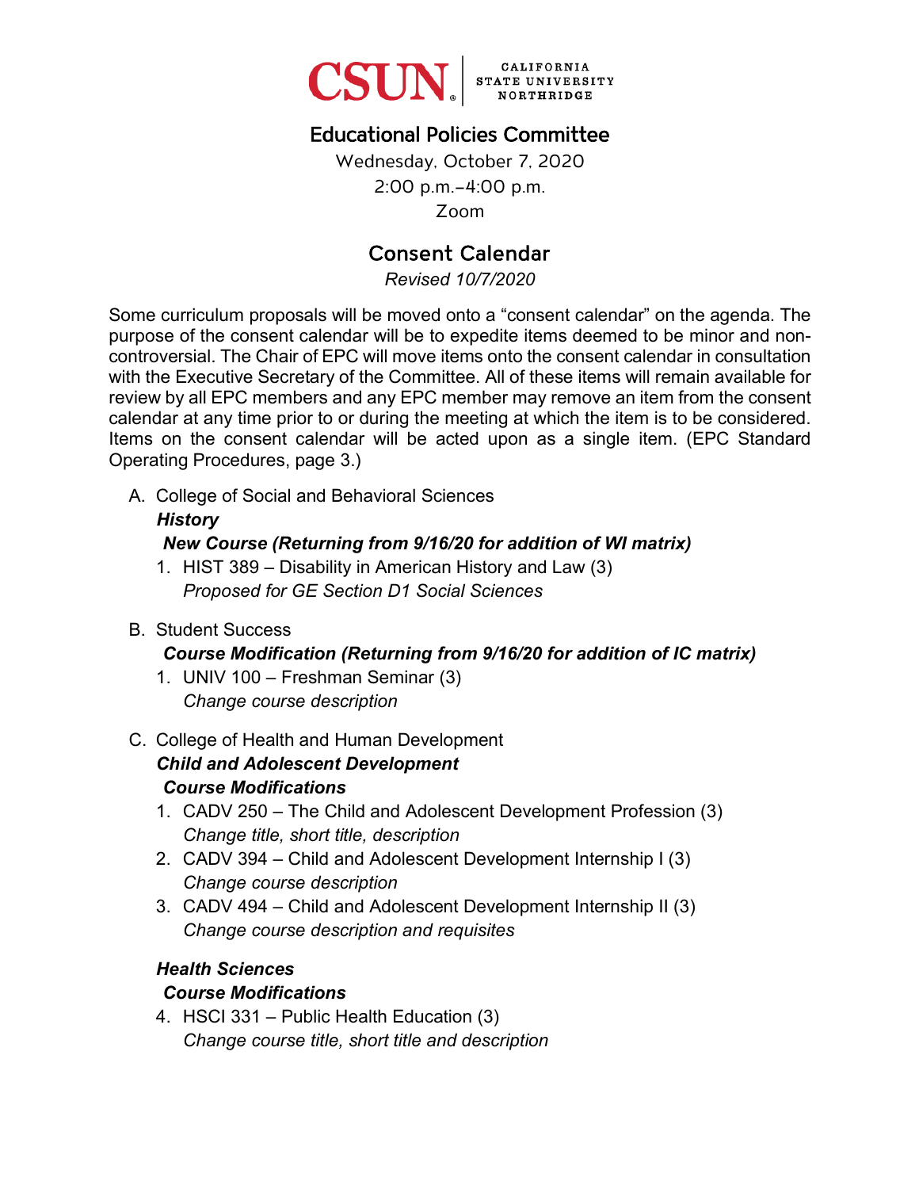CSUN | CALIFORNIA STATE UNIVERSITY NORTHRIDGE

# Educational Policies Committee

Wednesday, October 7, 2020
2:00 p.m.–4:00 p.m.
Zoom

## Consent Calendar

*Revised 10/7/2020*

Some curriculum proposals will be moved onto a "consent calendar" on the agenda. The purpose of the consent calendar will be to expedite items deemed to be minor and non-controversial. The Chair of EPC will move items onto the consent calendar in consultation with the Executive Secretary of the Committee. All of these items will remain available for review by all EPC members and any EPC member may remove an item from the consent calendar at any time prior to or during the meeting at which the item is to be considered. Items on the consent calendar will be acted upon as a single item. (EPC Standard Operating Procedures, page 3.)

A. College of Social and Behavioral Sciences

***History***

***New Course (Returning from 9/16/20 for addition of WI matrix)***

1. HIST 389 – Disability in American History and Law (3)
   *Proposed for GE Section D1 Social Sciences*

B. Student Success

***Course Modification (Returning from 9/16/20 for addition of IC matrix)***

1. UNIV 100 – Freshman Seminar (3)
   *Change course description*

C. College of Health and Human Development

***Child and Adolescent Development***

***Course Modifications***

1. CADV 250 – The Child and Adolescent Development Profession (3)
   *Change title, short title, description*
2. CADV 394 – Child and Adolescent Development Internship I (3)
   *Change course description*
3. CADV 494 – Child and Adolescent Development Internship II (3)
   *Change course description and requisites*

***Health Sciences***

***Course Modifications***

4. HSCI 331 – Public Health Education (3)
   *Change course title, short title and description*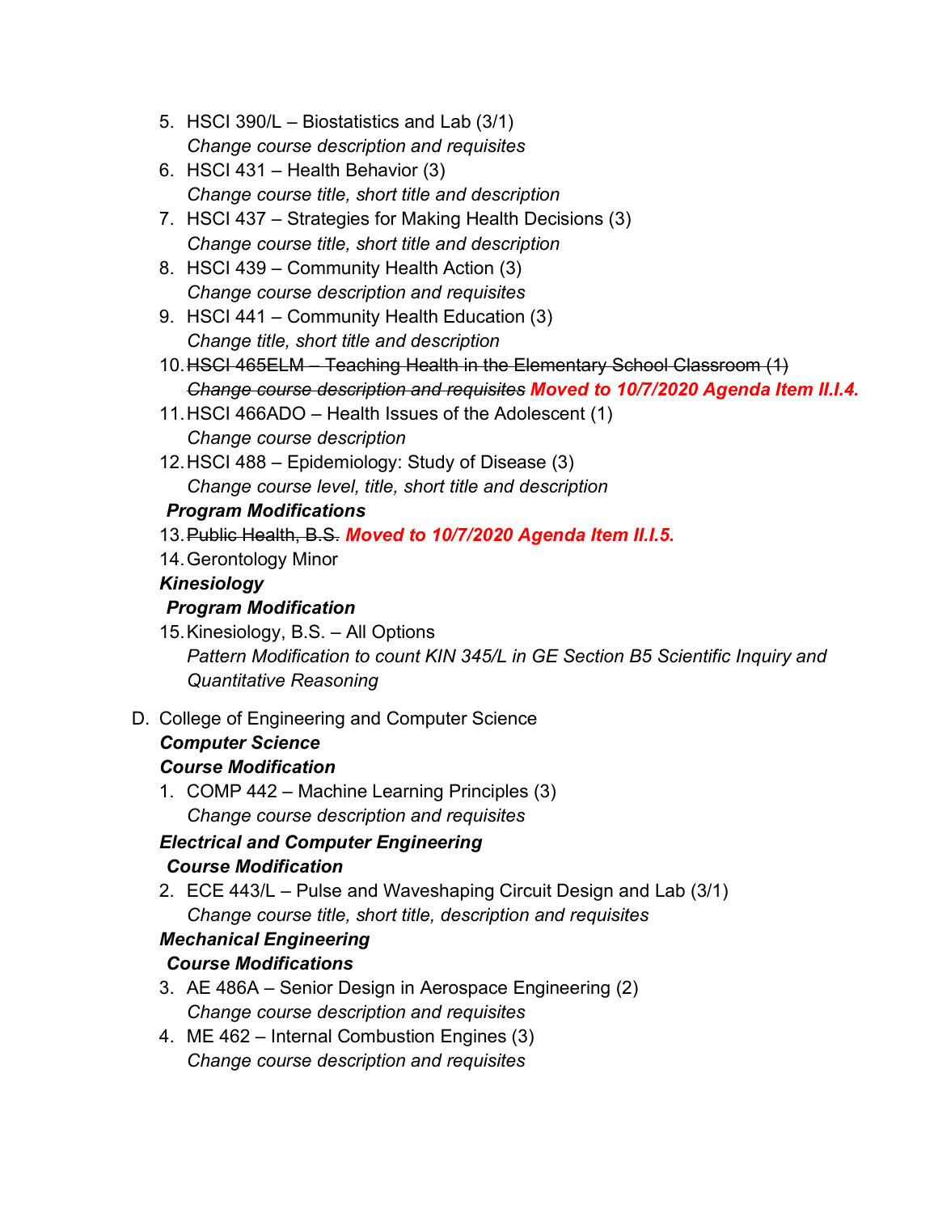5. HSCI 390/L – Biostatistics and Lab (3/1)
   *Change course description and requisites*
6. HSCI 431 – Health Behavior (3)
   *Change course title, short title and description*
7. HSCI 437 – Strategies for Making Health Decisions (3)
   *Change course title, short title and description*
8. HSCI 439 – Community Health Action (3)
   *Change course description and requisites*
9. HSCI 441 – Community Health Education (3)
   *Change title, short title and description*
10. ~~HSCI 465ELM – Teaching Health in the Elementary School Classroom (1)~~
    ~~*Change course description and requisites*~~ ***Moved to 10/7/2020 Agenda Item II.I.4.***
11. HSCI 466ADO – Health Issues of the Adolescent (1)
    *Change course description*
12. HSCI 488 – Epidemiology: Study of Disease (3)
    *Change course level, title, short title and description*

***Program Modifications***

13. ~~Public Health, B.S.~~ ***Moved to 10/7/2020 Agenda Item II.I.5.***
14. Gerontology Minor

***Kinesiology***

***Program Modification***

15. Kinesiology, B.S. – All Options
    *Pattern Modification to count KIN 345/L in GE Section B5 Scientific Inquiry and Quantitative Reasoning*

D. College of Engineering and Computer Science

***Computer Science***

***Course Modification***

1. COMP 442 – Machine Learning Principles (3)
   *Change course description and requisites*

***Electrical and Computer Engineering***

***Course Modification***

2. ECE 443/L – Pulse and Waveshaping Circuit Design and Lab (3/1)
   *Change course title, short title, description and requisites*

***Mechanical Engineering***

***Course Modifications***

3. AE 486A – Senior Design in Aerospace Engineering (2)
   *Change course description and requisites*
4. ME 462 – Internal Combustion Engines (3)
   *Change course description and requisites*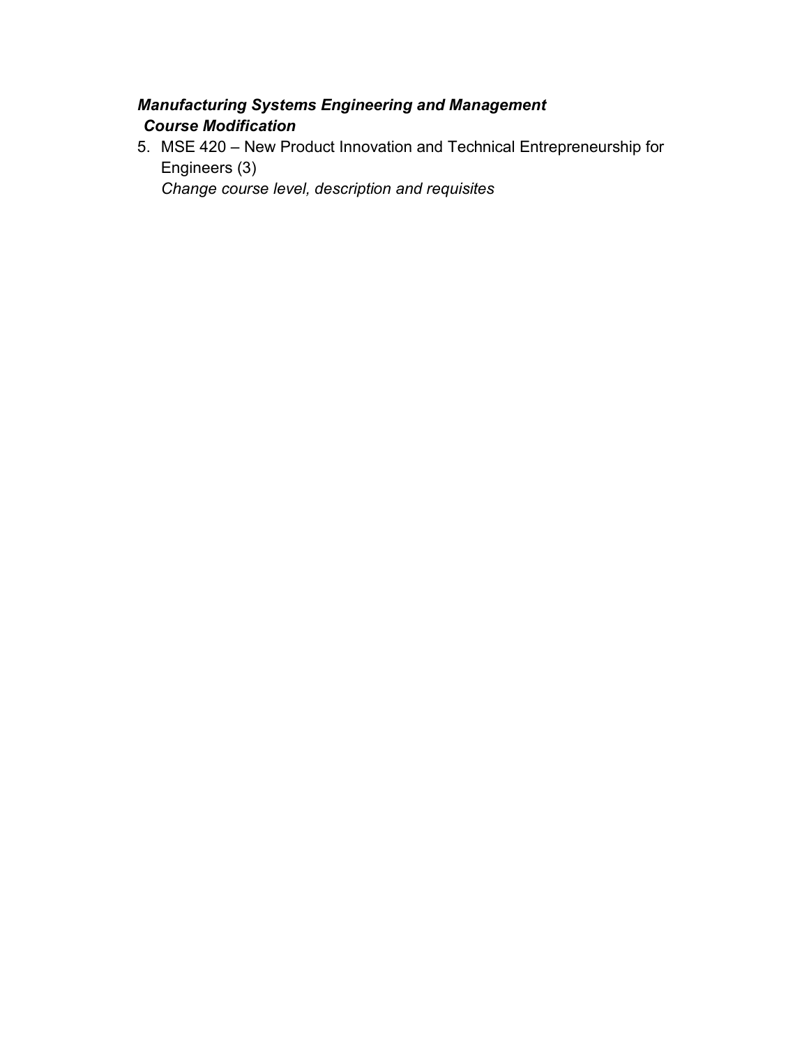***Manufacturing Systems Engineering and Management***
***Course Modification***

5. MSE 420 – New Product Innovation and Technical Entrepreneurship for Engineers (3)
   *Change course level, description and requisites*